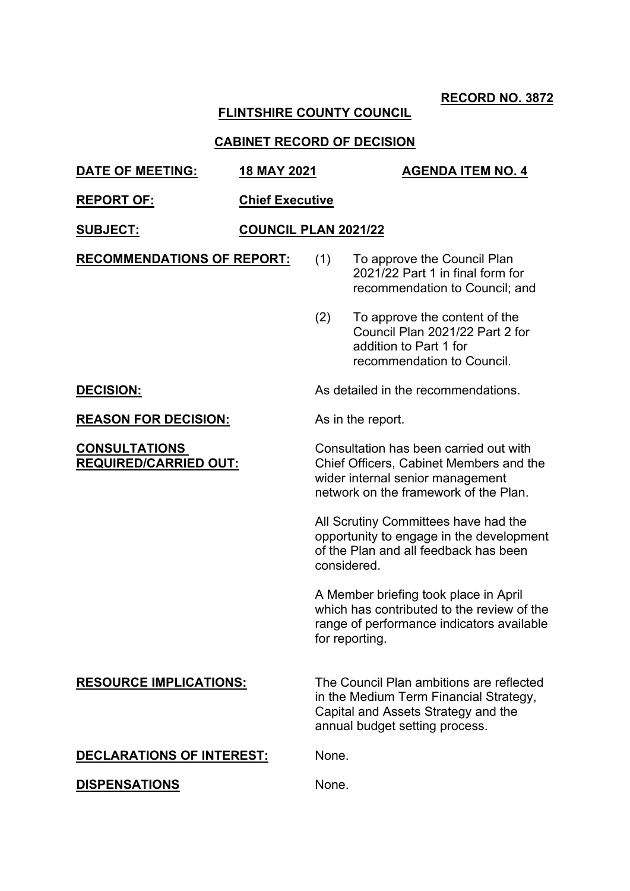**RECORD NO. 3872**

**FLINTSHIRE COUNTY COUNCIL**

**CABINET RECORD OF DECISION**

**DATE OF MEETING:** **18 MAY 2021** **AGENDA ITEM NO. 4**

**REPORT OF:** **Chief Executive**

**SUBJECT:** **COUNCIL PLAN 2021/22**

**RECOMMENDATIONS OF REPORT:**

(1) To approve the Council Plan 2021/22 Part 1 in final form for recommendation to Council; and

(2) To approve the content of the Council Plan 2021/22 Part 2 for addition to Part 1 for recommendation to Council.

**DECISION:** As detailed in the recommendations.

**REASON FOR DECISION:** As in the report.

**CONSULTATIONS REQUIRED/CARRIED OUT:** Consultation has been carried out with Chief Officers, Cabinet Members and the wider internal senior management network on the framework of the Plan.

All Scrutiny Committees have had the opportunity to engage in the development of the Plan and all feedback has been considered.

A Member briefing took place in April which has contributed to the review of the range of performance indicators available for reporting.

**RESOURCE IMPLICATIONS:** The Council Plan ambitions are reflected in the Medium Term Financial Strategy, Capital and Assets Strategy and the annual budget setting process.

**DECLARATIONS OF INTEREST:** None.

**DISPENSATIONS** None.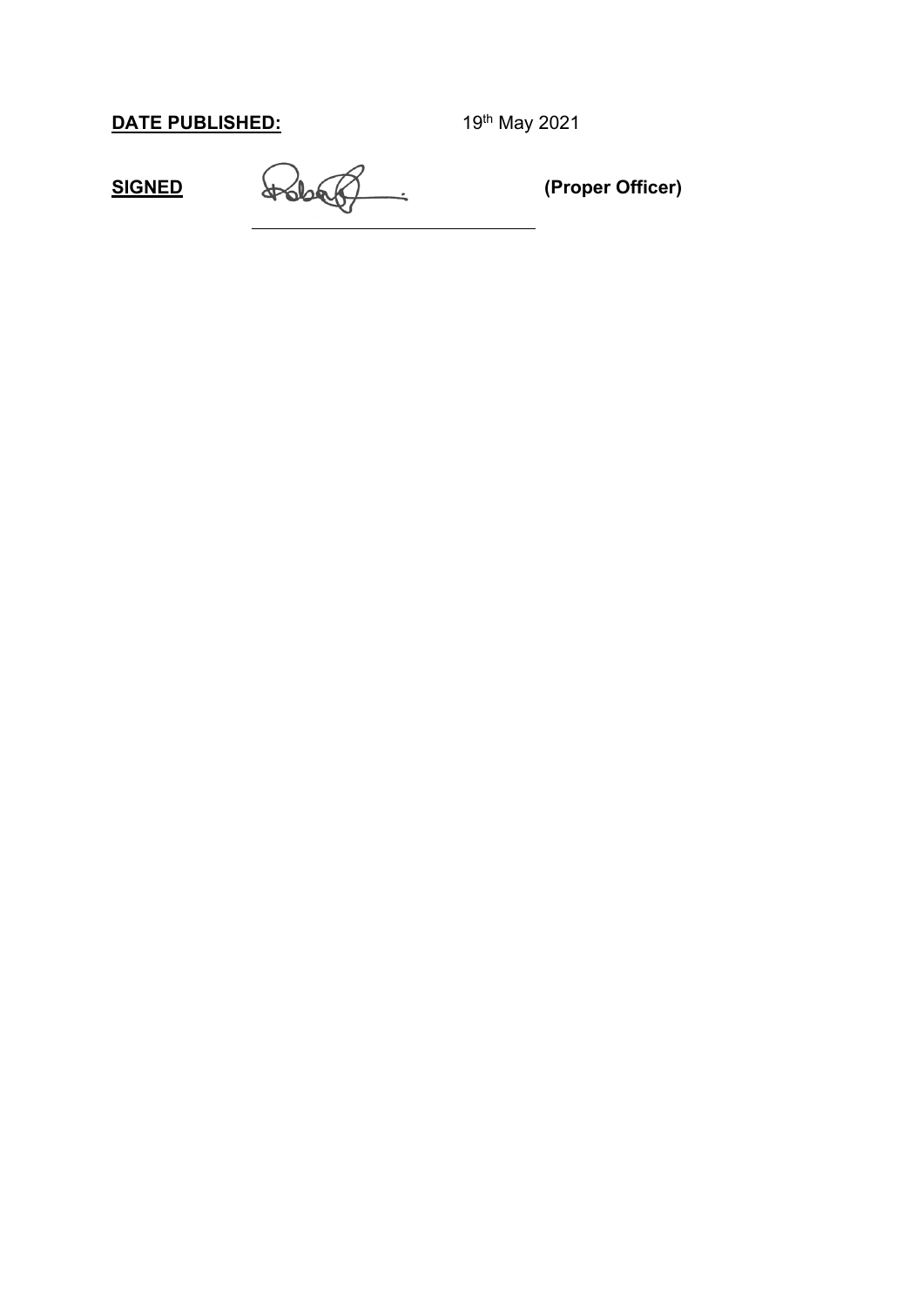**<u>DATE PUBLISHED:</u>** 19th May 2021

**<u>SIGNED</u>** \_\_\_\_\_\_\_\_\_\_\_\_\_\_\_\_\_\_\_\_\_\_\_\_\_\_\_\_\_\_ **(Proper Officer)**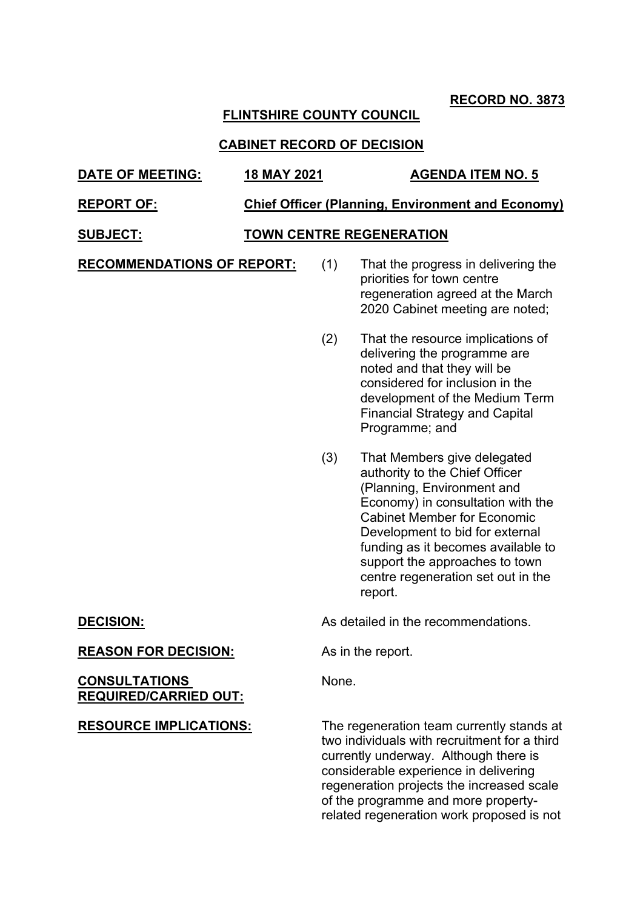**RECORD NO. 3873**

**FLINTSHIRE COUNTY COUNCIL**

**CABINET RECORD OF DECISION**

| | | |
|---|---|---|
| **DATE OF MEETING:** | **18 MAY 2021** | **AGENDA ITEM NO. 5** |
| **REPORT OF:** | **Chief Officer (Planning, Environment and Economy)** | |
| **SUBJECT:** | **TOWN CENTRE REGENERATION** | |

**RECOMMENDATIONS OF REPORT:**

(1) That the progress in delivering the priorities for town centre regeneration agreed at the March 2020 Cabinet meeting are noted;

(2) That the resource implications of delivering the programme are noted and that they will be considered for inclusion in the development of the Medium Term Financial Strategy and Capital Programme; and

(3) That Members give delegated authority to the Chief Officer (Planning, Environment and Economy) in consultation with the Cabinet Member for Economic Development to bid for external funding as it becomes available to support the approaches to town centre regeneration set out in the report.

**DECISION:** As detailed in the recommendations.

**REASON FOR DECISION:** As in the report.

**CONSULTATIONS REQUIRED/CARRIED OUT:** None.

**RESOURCE IMPLICATIONS:** The regeneration team currently stands at two individuals with recruitment for a third currently underway. Although there is considerable experience in delivering regeneration projects the increased scale of the programme and more property-related regeneration work proposed is not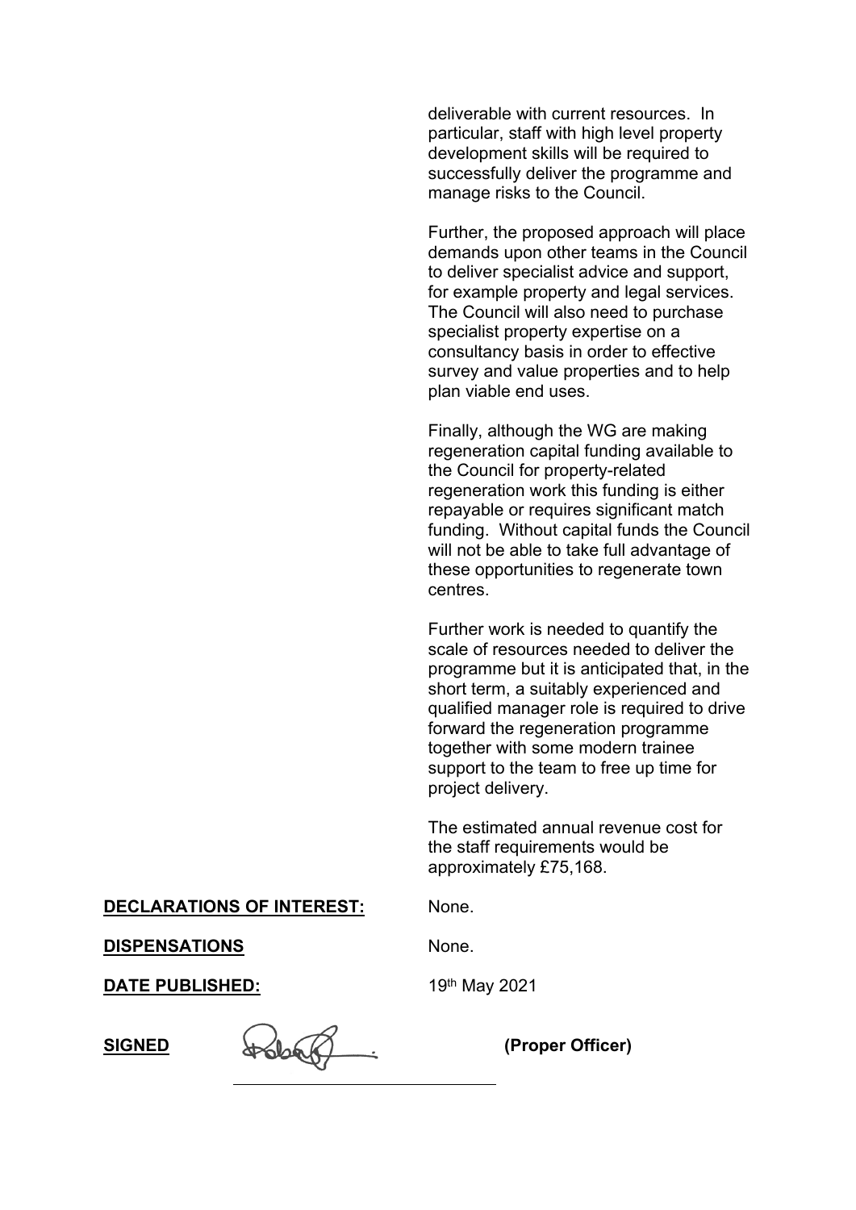deliverable with current resources. In particular, staff with high level property development skills will be required to successfully deliver the programme and manage risks to the Council.

Further, the proposed approach will place demands upon other teams in the Council to deliver specialist advice and support, for example property and legal services. The Council will also need to purchase specialist property expertise on a consultancy basis in order to effective survey and value properties and to help plan viable end uses.

Finally, although the WG are making regeneration capital funding available to the Council for property-related regeneration work this funding is either repayable or requires significant match funding. Without capital funds the Council will not be able to take full advantage of these opportunities to regenerate town centres.

Further work is needed to quantify the scale of resources needed to deliver the programme but it is anticipated that, in the short term, a suitably experienced and qualified manager role is required to drive forward the regeneration programme together with some modern trainee support to the team to free up time for project delivery.

The estimated annual revenue cost for the staff requirements would be approximately £75,168.

**DECLARATIONS OF INTEREST:** None.

**DISPENSATIONS** None.

**DATE PUBLISHED:** 19th May 2021

**SIGNED** **(Proper Officer)**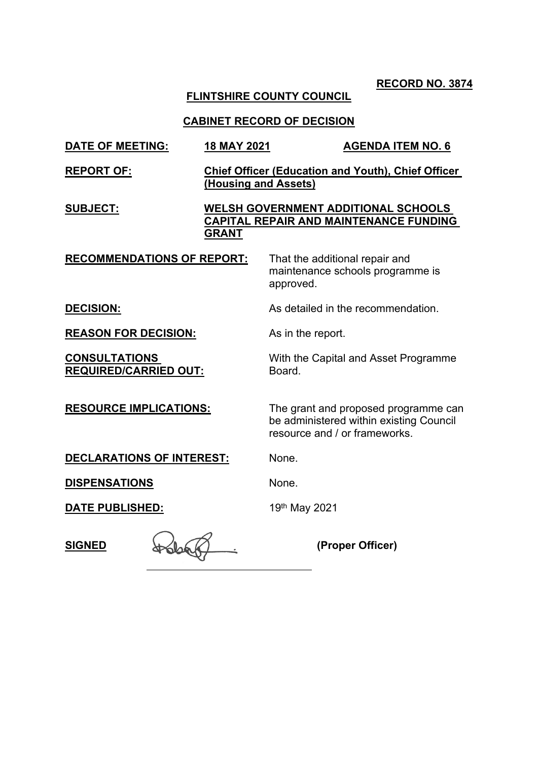**RECORD NO. 3874**

**FLINTSHIRE COUNTY COUNCIL**

**CABINET RECORD OF DECISION**

| | |
|---|---|
| **DATE OF MEETING:** | **18 MAY 2021** **AGENDA ITEM NO. 6** |
| **REPORT OF:** | **Chief Officer (Education and Youth), Chief Officer (Housing and Assets)** |
| **SUBJECT:** | **WELSH GOVERNMENT ADDITIONAL SCHOOLS CAPITAL REPAIR AND MAINTENANCE FUNDING GRANT** |
| **RECOMMENDATIONS OF REPORT:** | That the additional repair and maintenance schools programme is approved. |
| **DECISION:** | As detailed in the recommendation. |
| **REASON FOR DECISION:** | As in the report. |
| **CONSULTATIONS REQUIRED/CARRIED OUT:** | With the Capital and Asset Programme Board. |
| **RESOURCE IMPLICATIONS:** | The grant and proposed programme can be administered within existing Council resource and / or frameworks. |
| **DECLARATIONS OF INTEREST:** | None. |
| **DISPENSATIONS** | None. |
| **DATE PUBLISHED:** | 19th May 2021 |

**SIGNED** ______________________ **(Proper Officer)**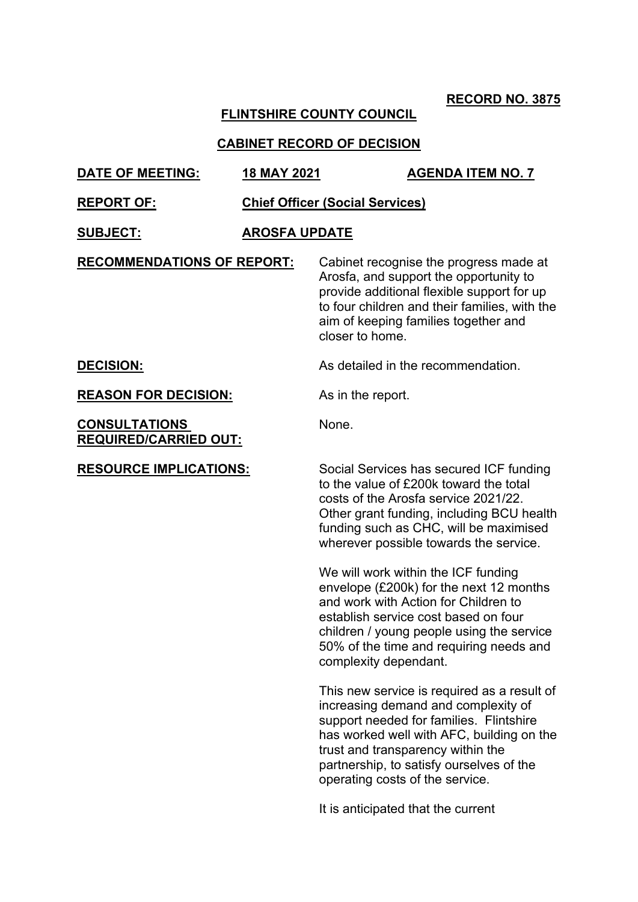**RECORD NO. 3875**

**FLINTSHIRE COUNTY COUNCIL**

**CABINET RECORD OF DECISION**

**DATE OF MEETING:** **18 MAY 2021** **AGENDA ITEM NO. 7**

**REPORT OF:** **Chief Officer (Social Services)**

**SUBJECT:** **AROSFA UPDATE**

**RECOMMENDATIONS OF REPORT:** Cabinet recognise the progress made at Arosfa, and support the opportunity to provide additional flexible support for up to four children and their families, with the aim of keeping families together and closer to home.

**DECISION:** As detailed in the recommendation.

**REASON FOR DECISION:** As in the report.

**CONSULTATIONS REQUIRED/CARRIED OUT:** None.

**RESOURCE IMPLICATIONS:** Social Services has secured ICF funding to the value of £200k toward the total costs of the Arosfa service 2021/22. Other grant funding, including BCU health funding such as CHC, will be maximised wherever possible towards the service.

We will work within the ICF funding envelope (£200k) for the next 12 months and work with Action for Children to establish service cost based on four children / young people using the service 50% of the time and requiring needs and complexity dependant.

This new service is required as a result of increasing demand and complexity of support needed for families. Flintshire has worked well with AFC, building on the trust and transparency within the partnership, to satisfy ourselves of the operating costs of the service.

It is anticipated that the current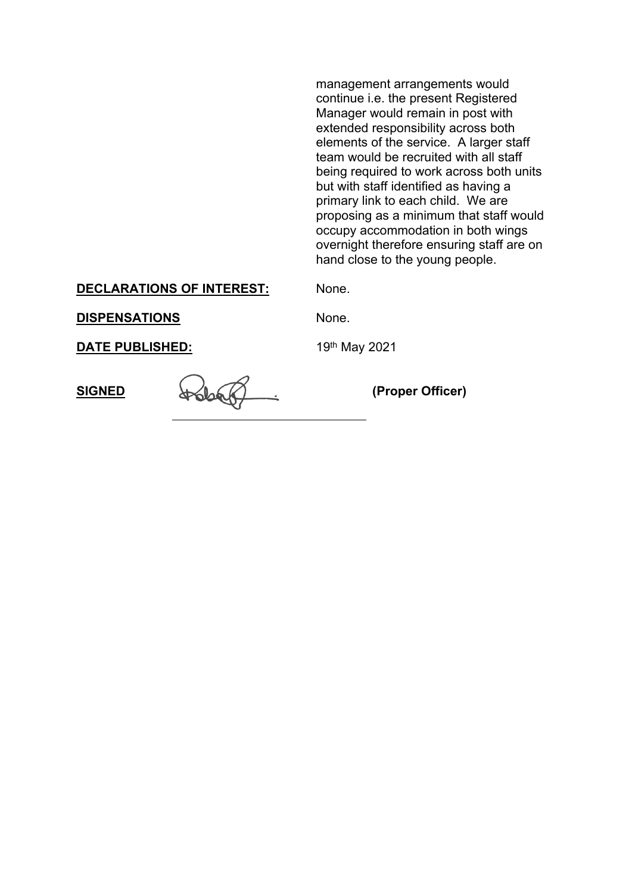management arrangements would continue i.e. the present Registered Manager would remain in post with extended responsibility across both elements of the service. A larger staff team would be recruited with all staff being required to work across both units but with staff identified as having a primary link to each child. We are proposing as a minimum that staff would occupy accommodation in both wings overnight therefore ensuring staff are on hand close to the young people.

| | |
|---|---|
| **DECLARATIONS OF INTEREST:** | None. |
| **DISPENSATIONS** | None. |
| **DATE PUBLISHED:** | 19th May 2021 |

**SIGNED** \_\_\_\_\_\_\_\_\_\_\_\_\_\_\_\_\_\_\_\_\_\_\_\_\_\_\_\_\_\_ **(Proper Officer)**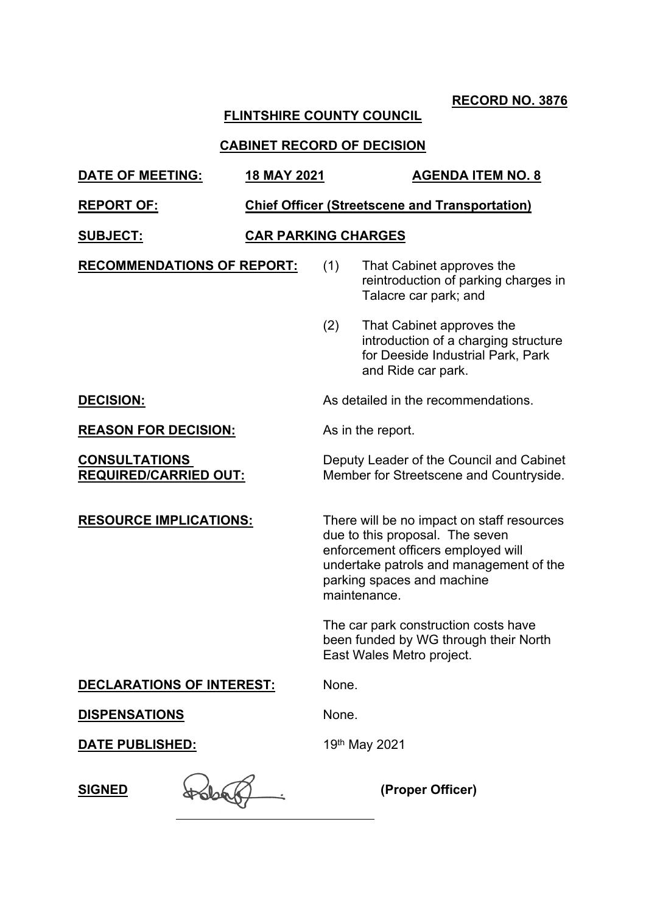**RECORD NO. 3876**

**FLINTSHIRE COUNTY COUNCIL**

**CABINET RECORD OF DECISION**

**DATE OF MEETING:** **18 MAY 2021** **AGENDA ITEM NO. 8**

**REPORT OF:** **Chief Officer (Streetscene and Transportation)**

**SUBJECT:** **CAR PARKING CHARGES**

**RECOMMENDATIONS OF REPORT:**

(1) That Cabinet approves the reintroduction of parking charges in Talacre car park; and

(2) That Cabinet approves the introduction of a charging structure for Deeside Industrial Park, Park and Ride car park.

**DECISION:** As detailed in the recommendations.

**REASON FOR DECISION:** As in the report.

**CONSULTATIONS REQUIRED/CARRIED OUT:** Deputy Leader of the Council and Cabinet Member for Streetscene and Countryside.

**RESOURCE IMPLICATIONS:** There will be no impact on staff resources due to this proposal. The seven enforcement officers employed will undertake patrols and management of the parking spaces and machine maintenance.

The car park construction costs have been funded by WG through their North East Wales Metro project.

**DECLARATIONS OF INTEREST:** None.

**DISPENSATIONS** None.

**DATE PUBLISHED:** 19th May 2021

**SIGNED** ______________________ **(Proper Officer)**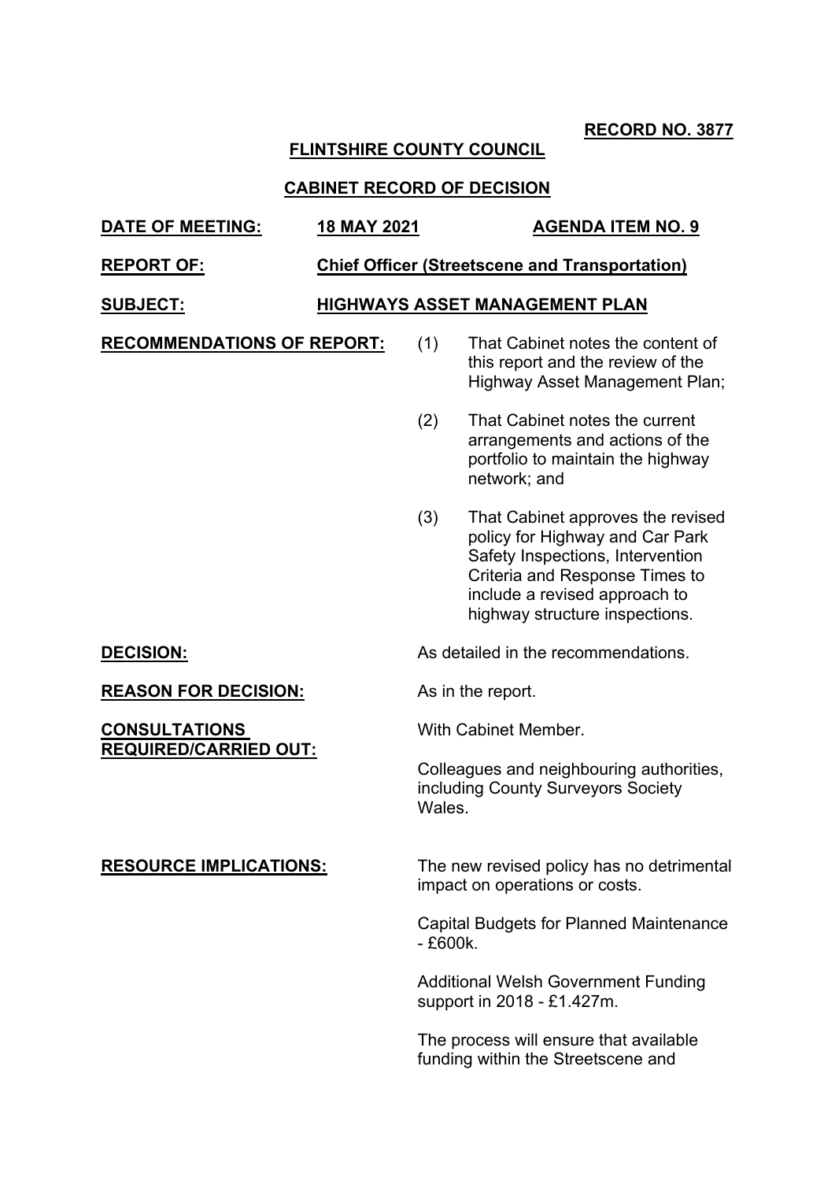**RECORD NO. 3877**

**FLINTSHIRE COUNTY COUNCIL**

**CABINET RECORD OF DECISION**

**DATE OF MEETING:** **18 MAY 2021** **AGENDA ITEM NO. 9**

**REPORT OF:** **Chief Officer (Streetscene and Transportation)**

**SUBJECT:** **HIGHWAYS ASSET MANAGEMENT PLAN**

**RECOMMENDATIONS OF REPORT:**

(1) That Cabinet notes the content of this report and the review of the Highway Asset Management Plan;

(2) That Cabinet notes the current arrangements and actions of the portfolio to maintain the highway network; and

(3) That Cabinet approves the revised policy for Highway and Car Park Safety Inspections, Intervention Criteria and Response Times to include a revised approach to highway structure inspections.

**DECISION:** As detailed in the recommendations.

**REASON FOR DECISION:** As in the report.

**CONSULTATIONS REQUIRED/CARRIED OUT:** With Cabinet Member.

Colleagues and neighbouring authorities, including County Surveyors Society Wales.

**RESOURCE IMPLICATIONS:** The new revised policy has no detrimental impact on operations or costs.

Capital Budgets for Planned Maintenance - £600k.

Additional Welsh Government Funding support in 2018 - £1.427m.

The process will ensure that available funding within the Streetscene and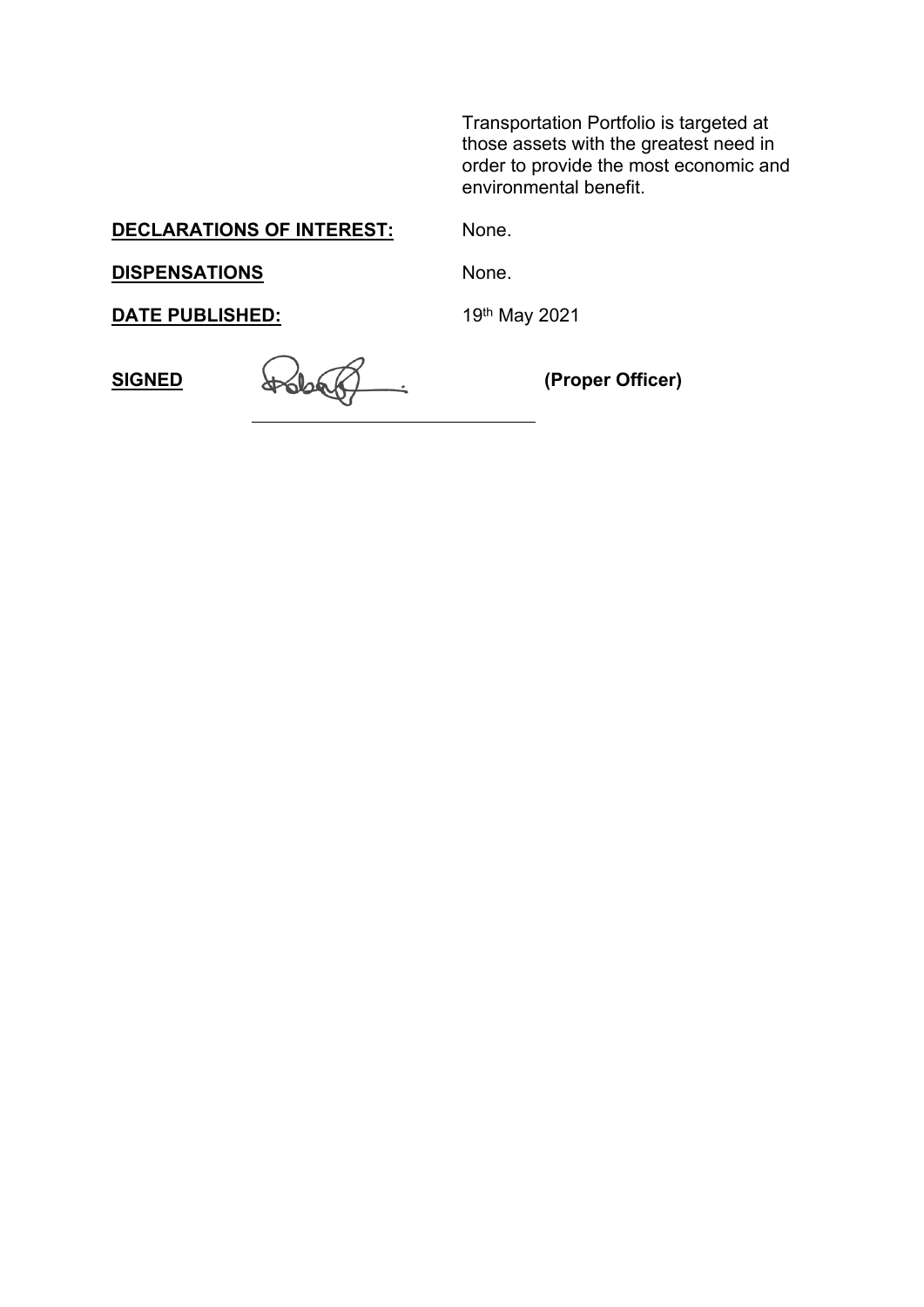Transportation Portfolio is targeted at those assets with the greatest need in order to provide the most economic and environmental benefit.

**DECLARATIONS OF INTEREST:** None.

**DISPENSATIONS** None.

**DATE PUBLISHED:** 19th May 2021

**SIGNED** ______________________ **(Proper Officer)**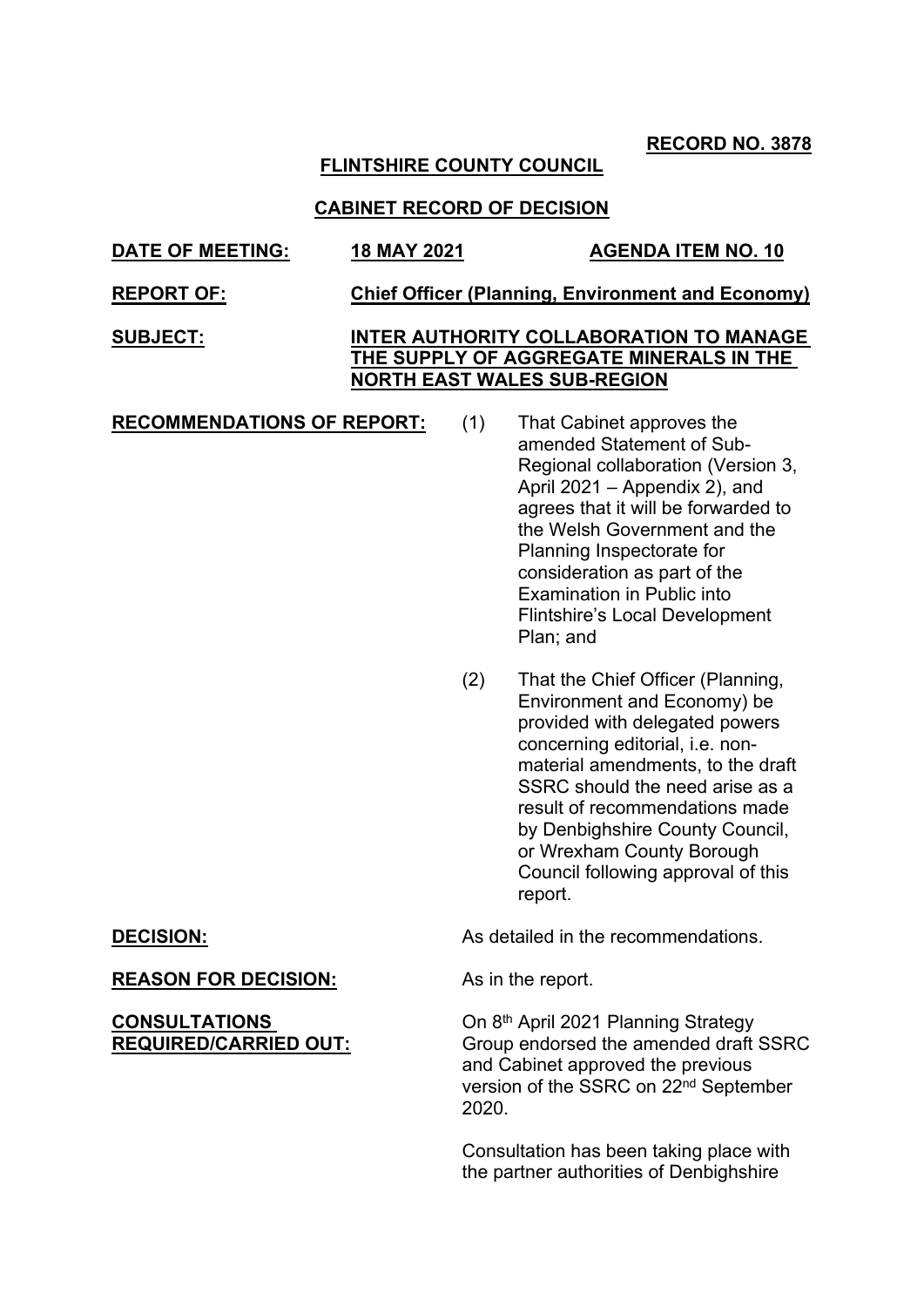**RECORD NO. 3878**

**FLINTSHIRE COUNTY COUNCIL**

**CABINET RECORD OF DECISION**

| | | |
|---|---|---|
| **DATE OF MEETING:** | **18 MAY 2021** | **AGENDA ITEM NO. 10** |
| **REPORT OF:** | **Chief Officer (Planning, Environment and Economy)** | |
| **SUBJECT:** | **INTER AUTHORITY COLLABORATION TO MANAGE THE SUPPLY OF AGGREGATE MINERALS IN THE NORTH EAST WALES SUB-REGION** | |

**RECOMMENDATIONS OF REPORT:**

(1) That Cabinet approves the amended Statement of Sub-Regional collaboration (Version 3, April 2021 – Appendix 2), and agrees that it will be forwarded to the Welsh Government and the Planning Inspectorate for consideration as part of the Examination in Public into Flintshire's Local Development Plan; and

(2) That the Chief Officer (Planning, Environment and Economy) be provided with delegated powers concerning editorial, i.e. non-material amendments, to the draft SSRC should the need arise as a result of recommendations made by Denbighshire County Council, or Wrexham County Borough Council following approval of this report.

**DECISION:** As detailed in the recommendations.

**REASON FOR DECISION:** As in the report.

**CONSULTATIONS REQUIRED/CARRIED OUT:**

On 8th April 2021 Planning Strategy Group endorsed the amended draft SSRC and Cabinet approved the previous version of the SSRC on 22nd September 2020.

Consultation has been taking place with the partner authorities of Denbighshire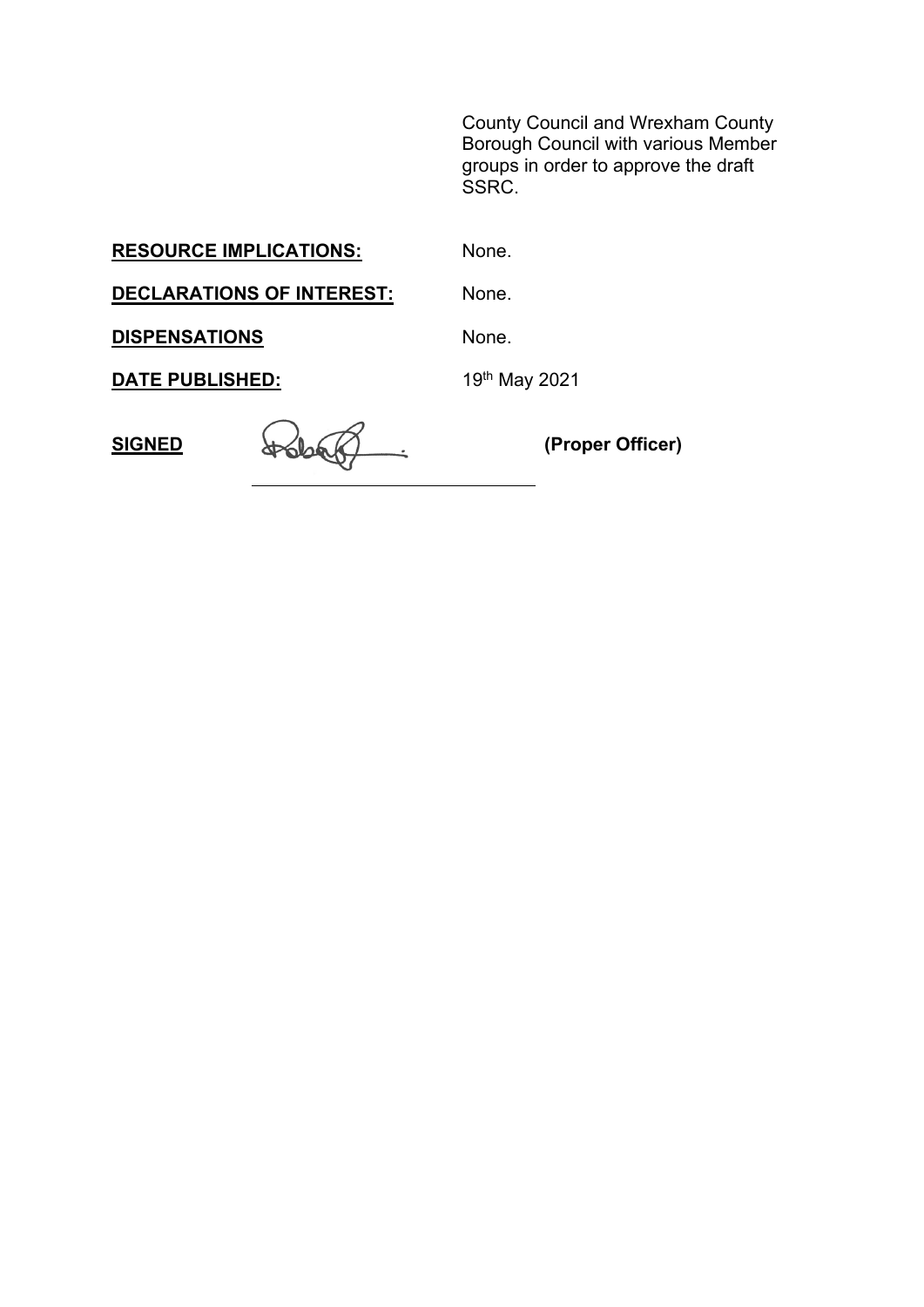County Council and Wrexham County Borough Council with various Member groups in order to approve the draft SSRC.

| | |
|---|---|
| **RESOURCE IMPLICATIONS:** | None. |
| **DECLARATIONS OF INTEREST:** | None. |
| **DISPENSATIONS** | None. |
| **DATE PUBLISHED:** | 19th May 2021 |

**SIGNED** \_\_\_\_\_\_\_\_\_\_\_\_\_\_\_\_\_\_\_\_\_\_\_\_ **(Proper Officer)**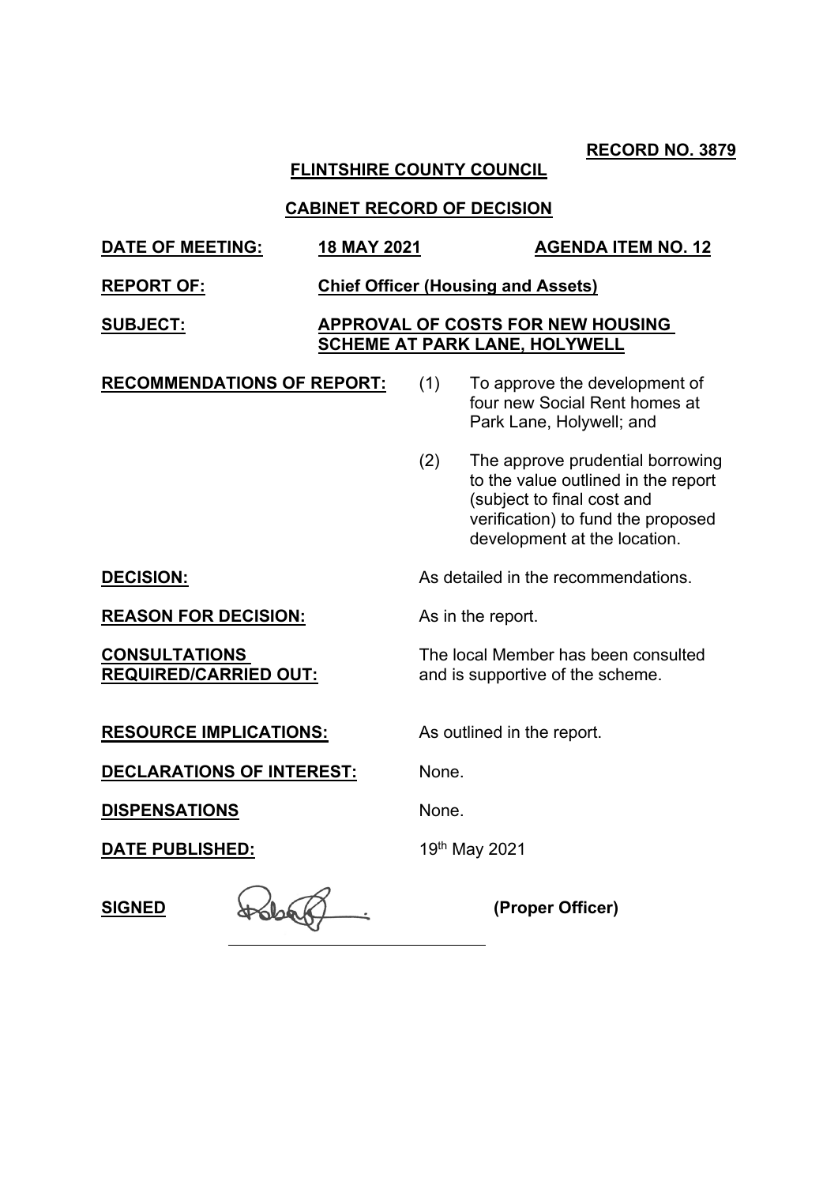**RECORD NO. 3879**

**FLINTSHIRE COUNTY COUNCIL**

**CABINET RECORD OF DECISION**

| | | |
|---|---|---|
| **DATE OF MEETING:** | **18 MAY 2021** | **AGENDA ITEM NO. 12** |
| **REPORT OF:** | **Chief Officer (Housing and Assets)** | |
| **SUBJECT:** | **APPROVAL OF COSTS FOR NEW HOUSING SCHEME AT PARK LANE, HOLYWELL** | |

**RECOMMENDATIONS OF REPORT:**

(1) To approve the development of four new Social Rent homes at Park Lane, Holywell; and

(2) The approve prudential borrowing to the value outlined in the report (subject to final cost and verification) to fund the proposed development at the location.

| | |
|---|---|
| **DECISION:** | As detailed in the recommendations. |
| **REASON FOR DECISION:** | As in the report. |
| **CONSULTATIONS REQUIRED/CARRIED OUT:** | The local Member has been consulted and is supportive of the scheme. |
| **RESOURCE IMPLICATIONS:** | As outlined in the report. |
| **DECLARATIONS OF INTEREST:** | None. |
| **DISPENSATIONS** | None. |
| **DATE PUBLISHED:** | 19th May 2021 |

**SIGNED** ______________________ **(Proper Officer)**